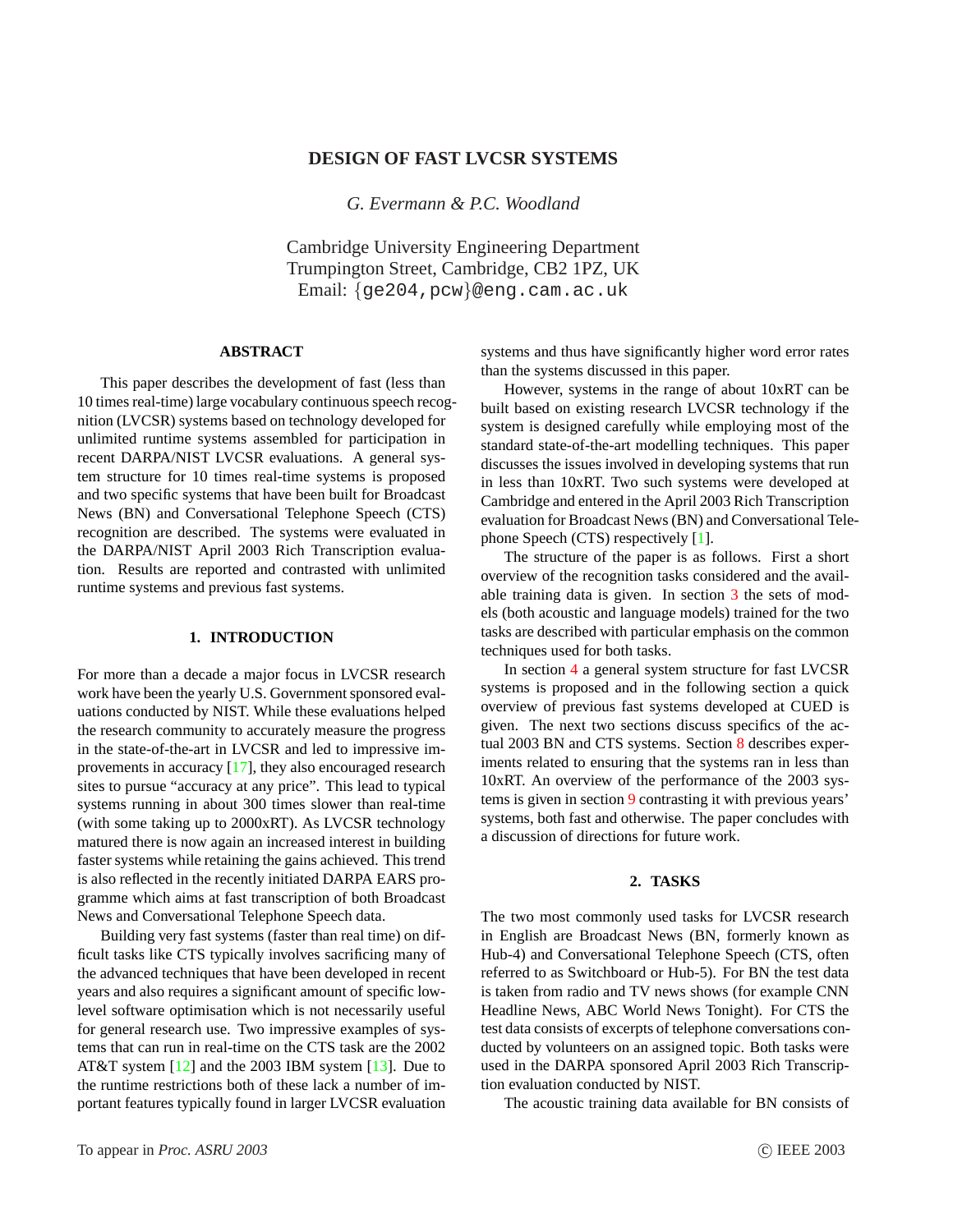# DESIGN OF FAST LVCSR SYSTEMS

*G. Evermann & P.C. Woodland*

Cambridge University Engineering Department
Trumpington Street, Cambridge, CB2 1PZ, UK
Email: {ge204,pcw}@eng.cam.ac.uk

## ABSTRACT

This paper describes the development of fast (less than 10 times real-time) large vocabulary continuous speech recognition (LVCSR) systems based on technology developed for unlimited runtime systems assembled for participation in recent DARPA/NIST LVCSR evaluations. A general system structure for 10 times real-time systems is proposed and two specific systems that have been built for Broadcast News (BN) and Conversational Telephone Speech (CTS) recognition are described. The systems were evaluated in the DARPA/NIST April 2003 Rich Transcription evaluation. Results are reported and contrasted with unlimited runtime systems and previous fast systems.

## 1. INTRODUCTION

For more than a decade a major focus in LVCSR research work have been the yearly U.S. Government sponsored evaluations conducted by NIST. While these evaluations helped the research community to accurately measure the progress in the state-of-the-art in LVCSR and led to impressive improvements in accuracy [17], they also encouraged research sites to pursue "accuracy at any price". This lead to typical systems running in about 300 times slower than real-time (with some taking up to 2000xRT). As LVCSR technology matured there is now again an increased interest in building faster systems while retaining the gains achieved. This trend is also reflected in the recently initiated DARPA EARS programme which aims at fast transcription of both Broadcast News and Conversational Telephone Speech data.

Building very fast systems (faster than real time) on difficult tasks like CTS typically involves sacrificing many of the advanced techniques that have been developed in recent years and also requires a significant amount of specific low-level software optimisation which is not necessarily useful for general research use. Two impressive examples of systems that can run in real-time on the CTS task are the 2002 AT&T system [12] and the 2003 IBM system [13]. Due to the runtime restrictions both of these lack a number of important features typically found in larger LVCSR evaluation systems and thus have significantly higher word error rates than the systems discussed in this paper.

However, systems in the range of about 10xRT can be built based on existing research LVCSR technology if the system is designed carefully while employing most of the standard state-of-the-art modelling techniques. This paper discusses the issues involved in developing systems that run in less than 10xRT. Two such systems were developed at Cambridge and entered in the April 2003 Rich Transcription evaluation for Broadcast News (BN) and Conversational Telephone Speech (CTS) respectively [1].

The structure of the paper is as follows. First a short overview of the recognition tasks considered and the available training data is given. In section 3 the sets of models (both acoustic and language models) trained for the two tasks are described with particular emphasis on the common techniques used for both tasks.

In section 4 a general system structure for fast LVCSR systems is proposed and in the following section a quick overview of previous fast systems developed at CUED is given. The next two sections discuss specifics of the actual 2003 BN and CTS systems. Section 8 describes experiments related to ensuring that the systems ran in less than 10xRT. An overview of the performance of the 2003 systems is given in section 9 contrasting it with previous years' systems, both fast and otherwise. The paper concludes with a discussion of directions for future work.

## 2. TASKS

The two most commonly used tasks for LVCSR research in English are Broadcast News (BN, formerly known as Hub-4) and Conversational Telephone Speech (CTS, often referred to as Switchboard or Hub-5). For BN the test data is taken from radio and TV news shows (for example CNN Headline News, ABC World News Tonight). For CTS the test data consists of excerpts of telephone conversations conducted by volunteers on an assigned topic. Both tasks were used in the DARPA sponsored April 2003 Rich Transcription evaluation conducted by NIST.

The acoustic training data available for BN consists of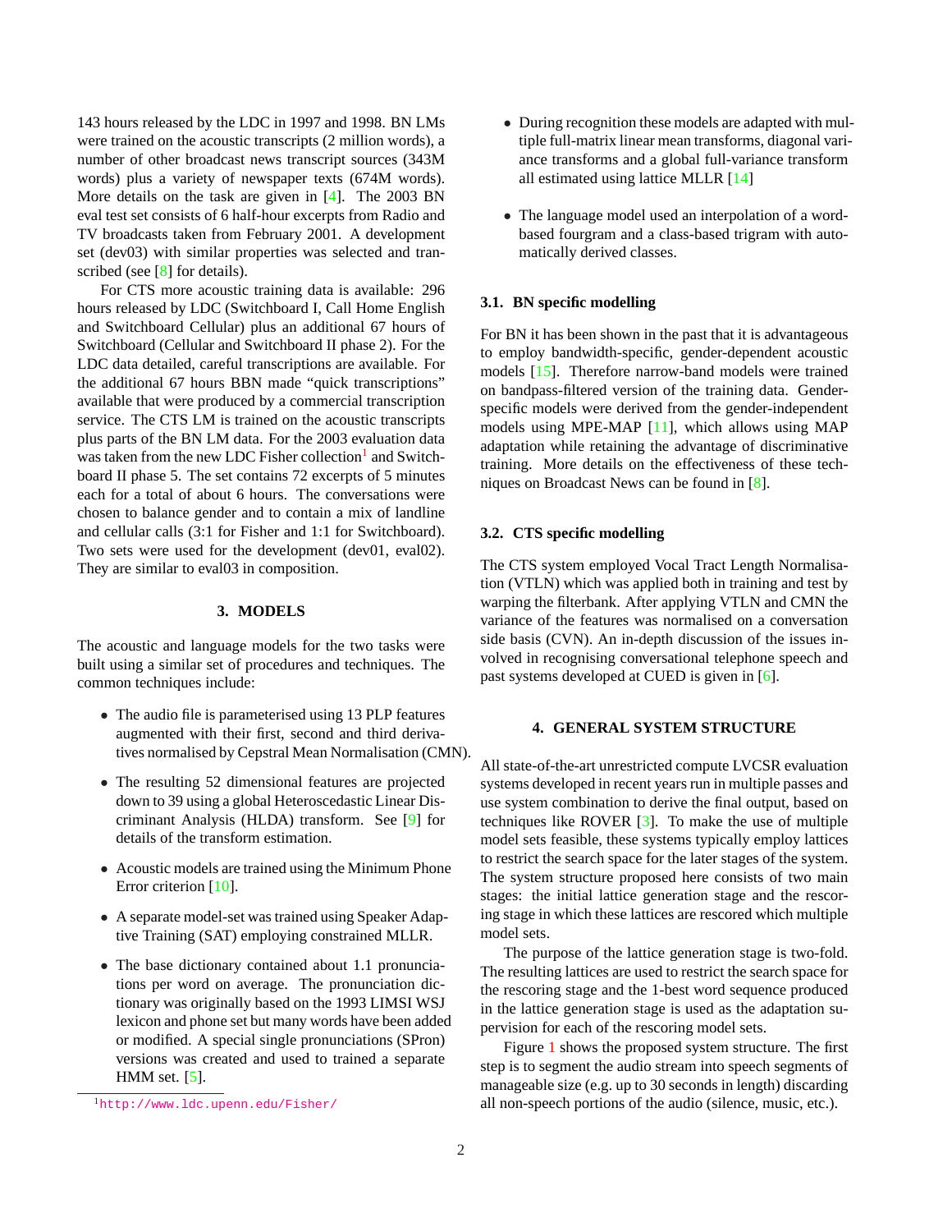143 hours released by the LDC in 1997 and 1998. BN LMs were trained on the acoustic transcripts (2 million words), a number of other broadcast news transcript sources (343M words) plus a variety of newspaper texts (674M words). More details on the task are given in [4]. The 2003 BN eval test set consists of 6 half-hour excerpts from Radio and TV broadcasts taken from February 2001. A development set (dev03) with similar properties was selected and transcribed (see [8] for details).

For CTS more acoustic training data is available: 296 hours released by LDC (Switchboard I, Call Home English and Switchboard Cellular) plus an additional 67 hours of Switchboard (Cellular and Switchboard II phase 2). For the LDC data detailed, careful transcriptions are available. For the additional 67 hours BBN made "quick transcriptions" available that were produced by a commercial transcription service. The CTS LM is trained on the acoustic transcripts plus parts of the BN LM data. For the 2003 evaluation data was taken from the new LDC Fisher collection[1] and Switchboard II phase 5. The set contains 72 excerpts of 5 minutes each for a total of about 6 hours. The conversations were chosen to balance gender and to contain a mix of landline and cellular calls (3:1 for Fisher and 1:1 for Switchboard). Two sets were used for the development (dev01, eval02). They are similar to eval03 in composition.

[1] http://www.ldc.upenn.edu/Fisher/

## 3. MODELS

The acoustic and language models for the two tasks were built using a similar set of procedures and techniques. The common techniques include:

- The audio file is parameterised using 13 PLP features augmented with their first, second and third derivatives normalised by Cepstral Mean Normalisation (CMN).
- The resulting 52 dimensional features are projected down to 39 using a global Heteroscedastic Linear Discriminant Analysis (HLDA) transform. See [9] for details of the transform estimation.
- Acoustic models are trained using the Minimum Phone Error criterion [10].
- A separate model-set was trained using Speaker Adaptive Training (SAT) employing constrained MLLR.
- The base dictionary contained about 1.1 pronunciations per word on average. The pronunciation dictionary was originally based on the 1993 LIMSI WSJ lexicon and phone set but many words have been added or modified. A special single pronunciations (SPron) versions was created and used to trained a separate HMM set. [5].
- During recognition these models are adapted with multiple full-matrix linear mean transforms, diagonal variance transforms and a global full-variance transform all estimated using lattice MLLR [14]
- The language model used an interpolation of a word-based fourgram and a class-based trigram with automatically derived classes.

### 3.1. BN specific modelling

For BN it has been shown in the past that it is advantageous to employ bandwidth-specific, gender-dependent acoustic models [15]. Therefore narrow-band models were trained on bandpass-filtered version of the training data. Gender-specific models were derived from the gender-independent models using MPE-MAP [11], which allows using MAP adaptation while retaining the advantage of discriminative training. More details on the effectiveness of these techniques on Broadcast News can be found in [8].

### 3.2. CTS specific modelling

The CTS system employed Vocal Tract Length Normalisation (VTLN) which was applied both in training and test by warping the filterbank. After applying VTLN and CMN the variance of the features was normalised on a conversation side basis (CVN). An in-depth discussion of the issues involved in recognising conversational telephone speech and past systems developed at CUED is given in [6].

## 4. GENERAL SYSTEM STRUCTURE

All state-of-the-art unrestricted compute LVCSR evaluation systems developed in recent years run in multiple passes and use system combination to derive the final output, based on techniques like ROVER [3]. To make the use of multiple model sets feasible, these systems typically employ lattices to restrict the search space for the later stages of the system. The system structure proposed here consists of two main stages: the initial lattice generation stage and the rescoring stage in which these lattices are rescored which multiple model sets.

The purpose of the lattice generation stage is two-fold. The resulting lattices are used to restrict the search space for the rescoring stage and the 1-best word sequence produced in the lattice generation stage is used as the adaptation supervision for each of the rescoring model sets.

Figure 1 shows the proposed system structure. The first step is to segment the audio stream into speech segments of manageable size (e.g. up to 30 seconds in length) discarding all non-speech portions of the audio (silence, music, etc.).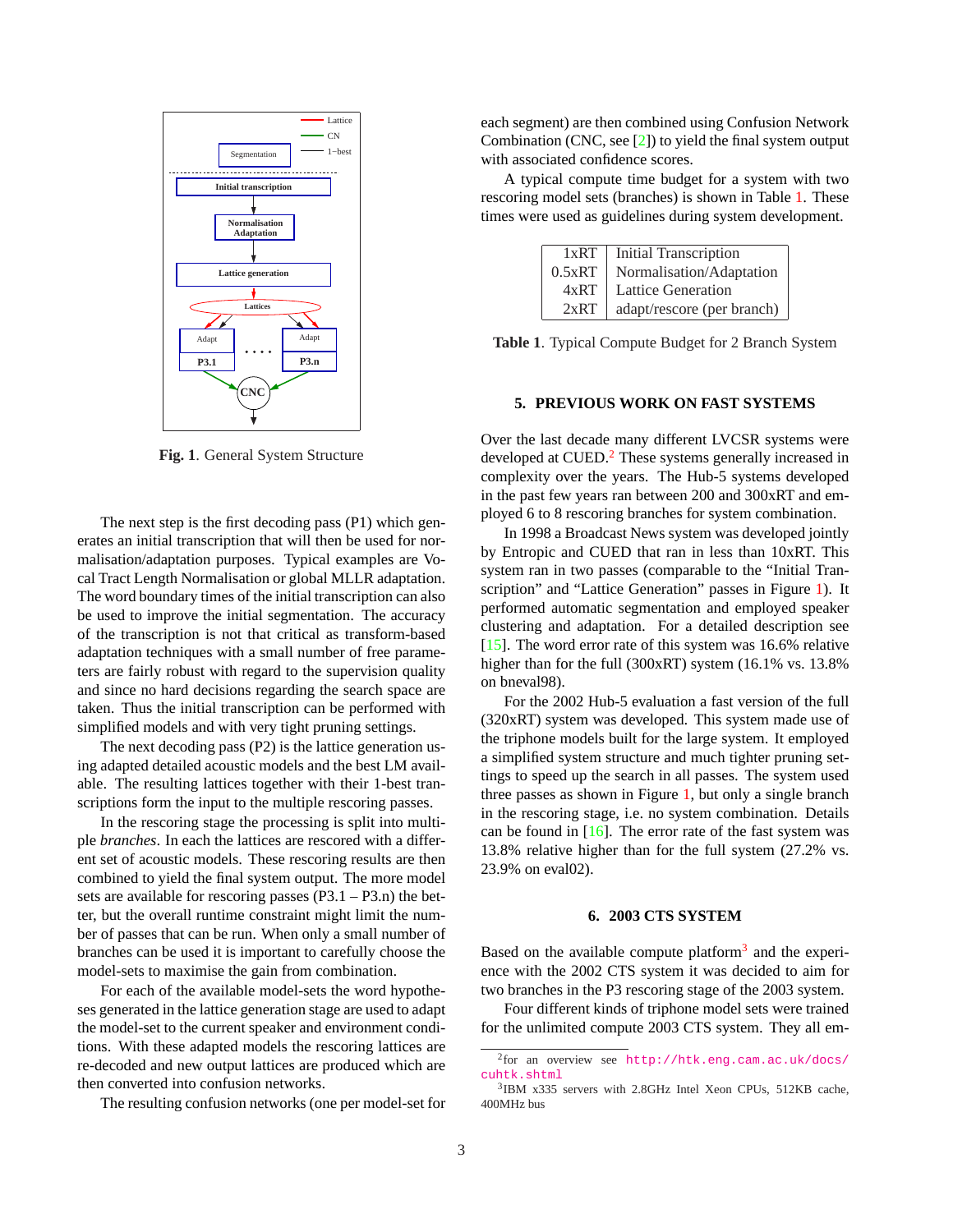Fig. 1. General System Structure

The next step is the first decoding pass (P1) which generates an initial transcription that will then be used for normalisation/adaptation purposes. Typical examples are Vocal Tract Length Normalisation or global MLLR adaptation. The word boundary times of the initial transcription can also be used to improve the initial segmentation. The accuracy of the transcription is not that critical as transform-based adaptation techniques with a small number of free parameters are fairly robust with regard to the supervision quality and since no hard decisions regarding the search space are taken. Thus the initial transcription can be performed with simplified models and with very tight pruning settings.

The next decoding pass (P2) is the lattice generation using adapted detailed acoustic models and the best LM available. The resulting lattices together with their 1-best transcriptions form the input to the multiple rescoring passes.

In the rescoring stage the processing is split into multiple *branches*. In each the lattices are rescored with a different set of acoustic models. These rescoring results are then combined to yield the final system output. The more model sets are available for rescoring passes (P3.1 – P3.n) the better, but the overall runtime constraint might limit the number of passes that can be run. When only a small number of branches can be used it is important to carefully choose the model-sets to maximise the gain from combination.

For each of the available model-sets the word hypotheses generated in the lattice generation stage are used to adapt the model-set to the current speaker and environment conditions. With these adapted models the rescoring lattices are re-decoded and new output lattices are produced which are then converted into confusion networks.

The resulting confusion networks (one per model-set for each segment) are then combined using Confusion Network Combination (CNC, see [2]) to yield the final system output with associated confidence scores.

A typical compute time budget for a system with two rescoring model sets (branches) is shown in Table 1. These times were used as guidelines during system development.

| | |
|---|---|
| 1xRT | Initial Transcription |
| 0.5xRT | Normalisation/Adaptation |
| 4xRT | Lattice Generation |
| 2xRT | adapt/rescore (per branch) |

**Table 1**. Typical Compute Budget for 2 Branch System

## 5. PREVIOUS WORK ON FAST SYSTEMS

Over the last decade many different LVCSR systems were developed at CUED.[2] These systems generally increased in complexity over the years. The Hub-5 systems developed in the past few years ran between 200 and 300xRT and employed 6 to 8 rescoring branches for system combination.

In 1998 a Broadcast News system was developed jointly by Entropic and CUED that ran in less than 10xRT. This system ran in two passes (comparable to the "Initial Transcription" and "Lattice Generation" passes in Figure 1). It performed automatic segmentation and employed speaker clustering and adaptation. For a detailed description see [15]. The word error rate of this system was 16.6% relative higher than for the full (300xRT) system (16.1% vs. 13.8% on bneval98).

For the 2002 Hub-5 evaluation a fast version of the full (320xRT) system was developed. This system made use of the triphone models built for the large system. It employed a simplified system structure and much tighter pruning settings to speed up the search in all passes. The system used three passes as shown in Figure 1, but only a single branch in the rescoring stage, i.e. no system combination. Details can be found in [16]. The error rate of the fast system was 13.8% relative higher than for the full system (27.2% vs. 23.9% on eval02).

## 6. 2003 CTS SYSTEM

Based on the available compute platform[3] and the experience with the 2002 CTS system it was decided to aim for two branches in the P3 rescoring stage of the 2003 system.

Four different kinds of triphone model sets were trained for the unlimited compute 2003 CTS system. They all em-

[2]for an overview see http://htk.eng.cam.ac.uk/docs/cuhtk.shtml

[3]IBM x335 servers with 2.8GHz Intel Xeon CPUs, 512KB cache, 400MHz bus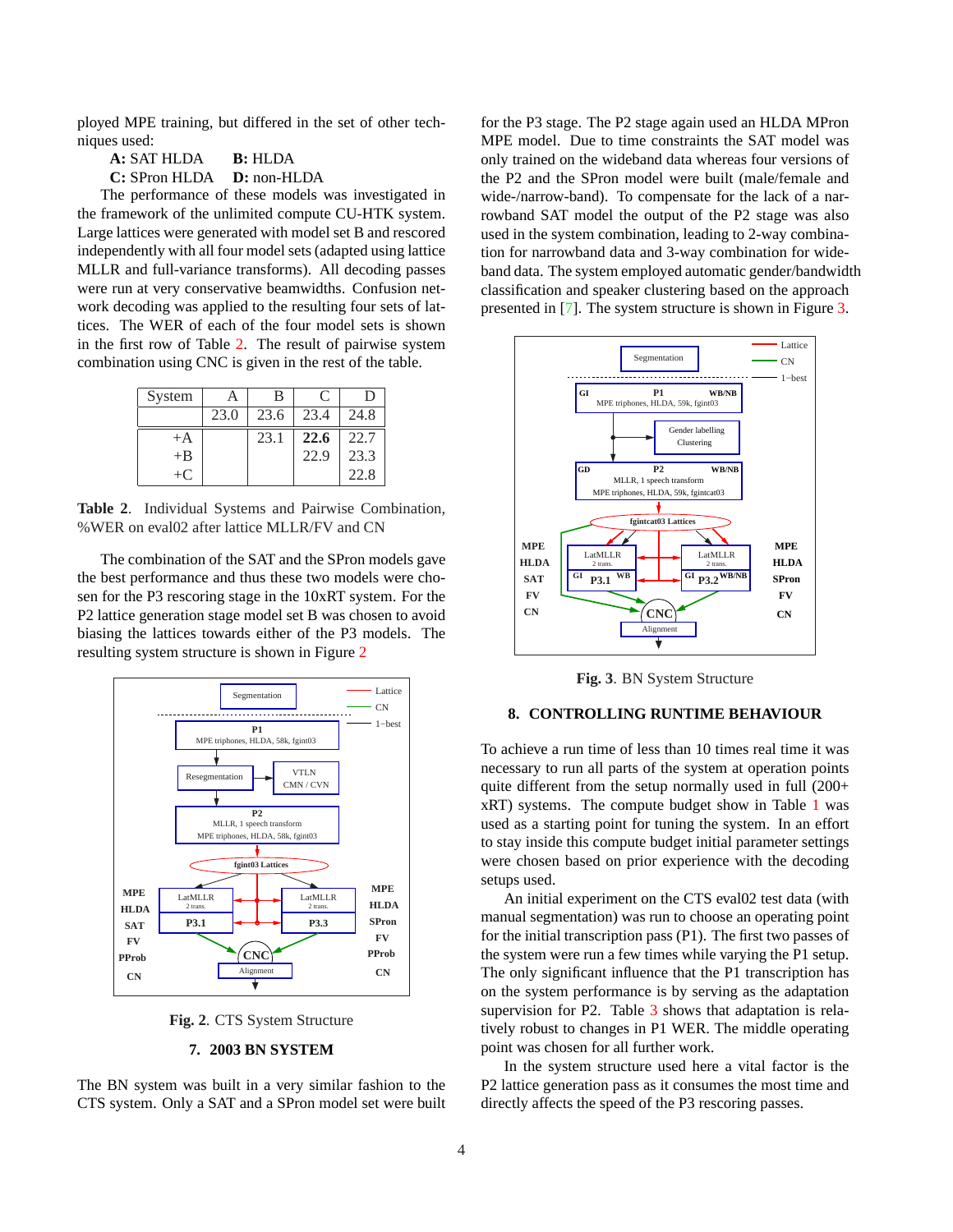ployed MPE training, but differed in the set of other techniques used:

**A:** SAT HLDA  **B:** HLDA
**C:** SPron HLDA  **D:** non-HLDA

The performance of these models was investigated in the framework of the unlimited compute CU-HTK system. Large lattices were generated with model set B and rescored independently with all four model sets (adapted using lattice MLLR and full-variance transforms). All decoding passes were run at very conservative beamwidths. Confusion network decoding was applied to the resulting four sets of lattices. The WER of each of the four model sets is shown in the first row of Table 2. The result of pairwise system combination using CNC is given in the rest of the table.

| System | A | B | C | D |
|---|---|---|---|---|
| | 23.0 | 23.6 | 23.4 | 24.8 |
| +A | | 23.1 | **22.6** | 22.7 |
| +B | | | 22.9 | 23.3 |
| +C | | | | 22.8 |

**Table 2**. Individual Systems and Pairwise Combination, %WER on eval02 after lattice MLLR/FV and CN

The combination of the SAT and the SPron models gave the best performance and thus these two models were chosen for the P3 rescoring stage in the 10xRT system. For the P2 lattice generation stage model set B was chosen to avoid biasing the lattices towards either of the P3 models. The resulting system structure is shown in Figure 2

**Fig. 2**. CTS System Structure

## 7. 2003 BN SYSTEM

The BN system was built in a very similar fashion to the CTS system. Only a SAT and a SPron model set were built for the P3 stage. The P2 stage again used an HLDA MPron MPE model. Due to time constraints the SAT model was only trained on the wideband data whereas four versions of the P2 and the SPron model were built (male/female and wide-/narrow-band). To compensate for the lack of a narrowband SAT model the output of the P2 stage was also used in the system combination, leading to 2-way combination for narrowband data and 3-way combination for wideband data. The system employed automatic gender/bandwidth classification and speaker clustering based on the approach presented in [7]. The system structure is shown in Figure 3.

**Fig. 3**. BN System Structure

## 8. CONTROLLING RUNTIME BEHAVIOUR

To achieve a run time of less than 10 times real time it was necessary to run all parts of the system at operation points quite different from the setup normally used in full (200+ xRT) systems. The compute budget show in Table 1 was used as a starting point for tuning the system. In an effort to stay inside this compute budget initial parameter settings were chosen based on prior experience with the decoding setups used.

An initial experiment on the CTS eval02 test data (with manual segmentation) was run to choose an operating point for the initial transcription pass (P1). The first two passes of the system were run a few times while varying the P1 setup. The only significant influence that the P1 transcription has on the system performance is by serving as the adaptation supervision for P2. Table 3 shows that adaptation is relatively robust to changes in P1 WER. The middle operating point was chosen for all further work.

In the system structure used here a vital factor is the P2 lattice generation pass as it consumes the most time and directly affects the speed of the P3 rescoring passes.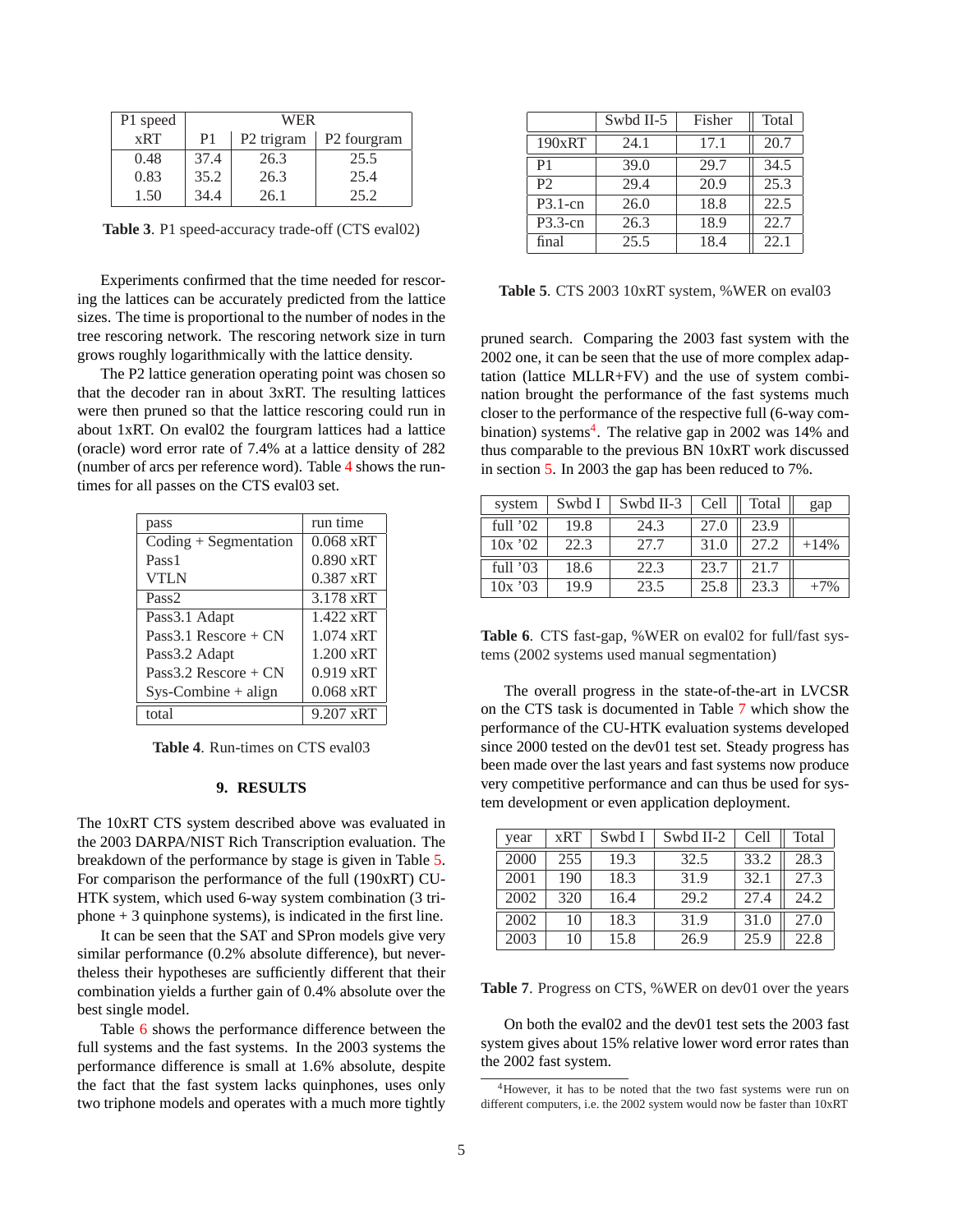| P1 speed | WER | | |
|---|---|---|---|
| xRT | P1 | P2 trigram | P2 fourgram |
| 0.48 | 37.4 | 26.3 | 25.5 |
| 0.83 | 35.2 | 26.3 | 25.4 |
| 1.50 | 34.4 | 26.1 | 25.2 |

**Table 3**. P1 speed-accuracy trade-off (CTS eval02)

Experiments confirmed that the time needed for rescoring the lattices can be accurately predicted from the lattice sizes. The time is proportional to the number of nodes in the tree rescoring network. The rescoring network size in turn grows roughly logarithmically with the lattice density.

The P2 lattice generation operating point was chosen so that the decoder ran in about 3xRT. The resulting lattices were then pruned so that the lattice rescoring could run in about 1xRT. On eval02 the fourgram lattices had a lattice (oracle) word error rate of 7.4% at a lattice density of 282 (number of arcs per reference word). Table 4 shows the run-times for all passes on the CTS eval03 set.

| pass | run time |
|---|---|
| Coding + Segmentation | 0.068 xRT |
| Pass1 | 0.890 xRT |
| VTLN | 0.387 xRT |
| Pass2 | 3.178 xRT |
| Pass3.1 Adapt | 1.422 xRT |
| Pass3.1 Rescore + CN | 1.074 xRT |
| Pass3.2 Adapt | 1.200 xRT |
| Pass3.2 Rescore + CN | 0.919 xRT |
| Sys-Combine + align | 0.068 xRT |
| total | 9.207 xRT |

**Table 4**. Run-times on CTS eval03

## 9. RESULTS

The 10xRT CTS system described above was evaluated in the 2003 DARPA/NIST Rich Transcription evaluation. The breakdown of the performance by stage is given in Table 5. For comparison the performance of the full (190xRT) CU-HTK system, which used 6-way system combination (3 triphone + 3 quinphone systems), is indicated in the first line.

It can be seen that the SAT and SPron models give very similar performance (0.2% absolute difference), but nevertheless their hypotheses are sufficiently different that their combination yields a further gain of 0.4% absolute over the best single model.

Table 6 shows the performance difference between the full systems and the fast systems. In the 2003 systems the performance difference is small at 1.6% absolute, despite the fact that the fast system lacks quinphones, uses only two triphone models and operates with a much more tightly pruned search. Comparing the 2003 fast system with the 2002 one, it can be seen that the use of more complex adaptation (lattice MLLR+FV) and the use of system combination brought the performance of the fast systems much closer to the performance of the respective full (6-way combination) systems[4]. The relative gap in 2002 was 14% and thus comparable to the previous BN 10xRT work discussed in section 5. In 2003 the gap has been reduced to 7%.

| | Swbd II-5 | Fisher | Total |
|---|---|---|---|
| 190xRT | 24.1 | 17.1 | 20.7 |
| P1 | 39.0 | 29.7 | 34.5 |
| P2 | 29.4 | 20.9 | 25.3 |
| P3.1-cn | 26.0 | 18.8 | 22.5 |
| P3.3-cn | 26.3 | 18.9 | 22.7 |
| final | 25.5 | 18.4 | 22.1 |

**Table 5**. CTS 2003 10xRT system, %WER on eval03

| system | Swbd I | Swbd II-3 | Cell | Total | gap |
|---|---|---|---|---|---|
| full '02 | 19.8 | 24.3 | 27.0 | 23.9 | |
| 10x '02 | 22.3 | 27.7 | 31.0 | 27.2 | +14% |
| full '03 | 18.6 | 22.3 | 23.7 | 21.7 | |
| 10x '03 | 19.9 | 23.5 | 25.8 | 23.3 | +7% |

**Table 6**. CTS fast-gap, %WER on eval02 for full/fast systems (2002 systems used manual segmentation)

The overall progress in the state-of-the-art in LVCSR on the CTS task is documented in Table 7 which show the performance of the CU-HTK evaluation systems developed since 2000 tested on the dev01 test set. Steady progress has been made over the last years and fast systems now produce very competitive performance and can thus be used for system development or even application deployment.

| year | xRT | Swbd I | Swbd II-2 | Cell | Total |
|---|---|---|---|---|---|
| 2000 | 255 | 19.3 | 32.5 | 33.2 | 28.3 |
| 2001 | 190 | 18.3 | 31.9 | 32.1 | 27.3 |
| 2002 | 320 | 16.4 | 29.2 | 27.4 | 24.2 |
| 2002 | 10 | 18.3 | 31.9 | 31.0 | 27.0 |
| 2003 | 10 | 15.8 | 26.9 | 25.9 | 22.8 |

**Table 7**. Progress on CTS, %WER on dev01 over the years

On both the eval02 and the dev01 test sets the 2003 fast system gives about 15% relative lower word error rates than the 2002 fast system.

[4]However, it has to be noted that the two fast systems were run on different computers, i.e. the 2002 system would now be faster than 10xRT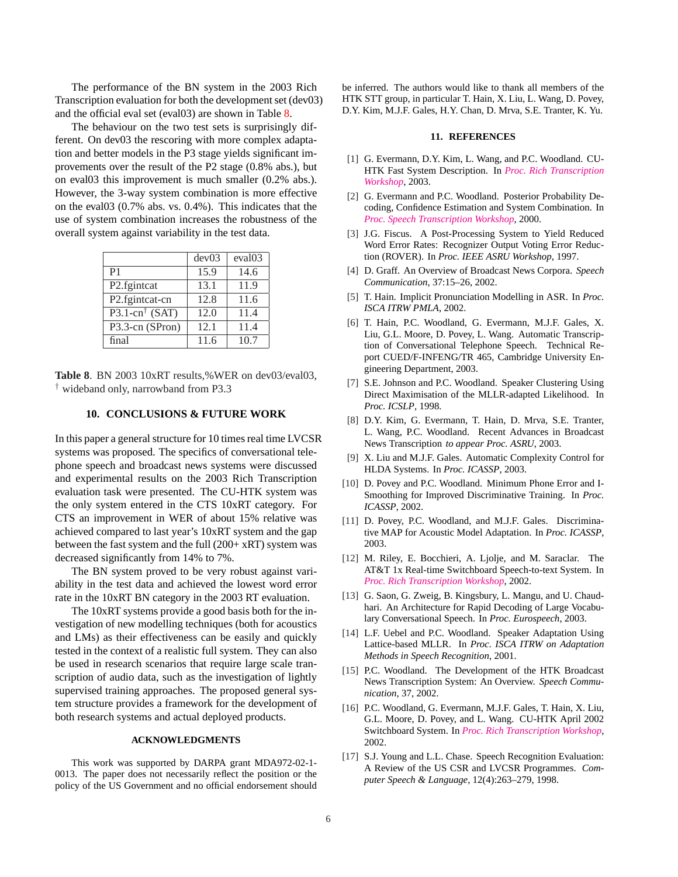The performance of the BN system in the 2003 Rich Transcription evaluation for both the development set (dev03) and the official eval set (eval03) are shown in Table 8.

The behaviour on the two test sets is surprisingly different. On dev03 the rescoring with more complex adaptation and better models in the P3 stage yields significant improvements over the result of the P2 stage (0.8% abs.), but on eval03 this improvement is much smaller (0.2% abs.). However, the 3-way system combination is more effective on the eval03 (0.7% abs. vs. 0.4%). This indicates that the use of system combination increases the robustness of the overall system against variability in the test data.

| | dev03 | eval03 |
|---|---|---|
| P1 | 15.9 | 14.6 |
| P2.fgintcat | 13.1 | 11.9 |
| P2.fgintcat-cn | 12.8 | 11.6 |
| P3.1-cn† (SAT) | 12.0 | 11.4 |
| P3.3-cn (SPron) | 12.1 | 11.4 |
| final | 11.6 | 10.7 |

**Table 8**. BN 2003 10xRT results,%WER on dev03/eval03, † wideband only, narrowband from P3.3

## 10. CONCLUSIONS & FUTURE WORK

In this paper a general structure for 10 times real time LVCSR systems was proposed. The specifics of conversational telephone speech and broadcast news systems were discussed and experimental results on the 2003 Rich Transcription evaluation task were presented. The CU-HTK system was the only system entered in the CTS 10xRT category. For CTS an improvement in WER of about 15% relative was achieved compared to last year's 10xRT system and the gap between the fast system and the full (200+ xRT) system was decreased significantly from 14% to 7%.

The BN system proved to be very robust against variability in the test data and achieved the lowest word error rate in the 10xRT BN category in the 2003 RT evaluation.

The 10xRT systems provide a good basis both for the investigation of new modelling techniques (both for acoustics and LMs) as their effectiveness can be easily and quickly tested in the context of a realistic full system. They can also be used in research scenarios that require large scale transcription of audio data, such as the investigation of lightly supervised training approaches. The proposed general system structure provides a framework for the development of both research systems and actual deployed products.

## ACKNOWLEDGMENTS

This work was supported by DARPA grant MDA972-02-1-0013. The paper does not necessarily reflect the position or the policy of the US Government and no official endorsement should be inferred. The authors would like to thank all members of the HTK STT group, in particular T. Hain, X. Liu, L. Wang, D. Povey, D.Y. Kim, M.J.F. Gales, H.Y. Chan, D. Mrva, S.E. Tranter, K. Yu.

## 11. REFERENCES

[1] G. Evermann, D.Y. Kim, L. Wang, and P.C. Woodland. CU-HTK Fast System Description. In *Proc. Rich Transcription Workshop*, 2003.

[2] G. Evermann and P.C. Woodland. Posterior Probability Decoding, Confidence Estimation and System Combination. In *Proc. Speech Transcription Workshop*, 2000.

[3] J.G. Fiscus. A Post-Processing System to Yield Reduced Word Error Rates: Recognizer Output Voting Error Reduction (ROVER). In *Proc. IEEE ASRU Workshop*, 1997.

[4] D. Graff. An Overview of Broadcast News Corpora. *Speech Communication*, 37:15–26, 2002.

[5] T. Hain. Implicit Pronunciation Modelling in ASR. In *Proc. ISCA ITRW PMLA*, 2002.

[6] T. Hain, P.C. Woodland, G. Evermann, M.J.F. Gales, X. Liu, G.L. Moore, D. Povey, L. Wang. Automatic Transcription of Conversational Telephone Speech. Technical Report CUED/F-INFENG/TR 465, Cambridge University Engineering Department, 2003.

[7] S.E. Johnson and P.C. Woodland. Speaker Clustering Using Direct Maximisation of the MLLR-adapted Likelihood. In *Proc. ICSLP*, 1998.

[8] D.Y. Kim, G. Evermann, T. Hain, D. Mrva, S.E. Tranter, L. Wang, P.C. Woodland. Recent Advances in Broadcast News Transcription *to appear Proc. ASRU*, 2003.

[9] X. Liu and M.J.F. Gales. Automatic Complexity Control for HLDA Systems. In *Proc. ICASSP*, 2003.

[10] D. Povey and P.C. Woodland. Minimum Phone Error and I-Smoothing for Improved Discriminative Training. In *Proc. ICASSP*, 2002.

[11] D. Povey, P.C. Woodland, and M.J.F. Gales. Discriminative MAP for Acoustic Model Adaptation. In *Proc. ICASSP*, 2003.

[12] M. Riley, E. Bocchieri, A. Ljolje, and M. Saraclar. The AT&T 1x Real-time Switchboard Speech-to-text System. In *Proc. Rich Transcription Workshop*, 2002.

[13] G. Saon, G. Zweig, B. Kingsbury, L. Mangu, and U. Chaudhari. An Architecture for Rapid Decoding of Large Vocabulary Conversational Speech. In *Proc. Eurospeech*, 2003.

[14] L.F. Uebel and P.C. Woodland. Speaker Adaptation Using Lattice-based MLLR. In *Proc. ISCA ITRW on Adaptation Methods in Speech Recognition*, 2001.

[15] P.C. Woodland. The Development of the HTK Broadcast News Transcription System: An Overview. *Speech Communication*, 37, 2002.

[16] P.C. Woodland, G. Evermann, M.J.F. Gales, T. Hain, X. Liu, G.L. Moore, D. Povey, and L. Wang. CU-HTK April 2002 Switchboard System. In *Proc. Rich Transcription Workshop*, 2002.

[17] S.J. Young and L.L. Chase. Speech Recognition Evaluation: A Review of the US CSR and LVCSR Programmes. *Computer Speech & Language*, 12(4):263–279, 1998.